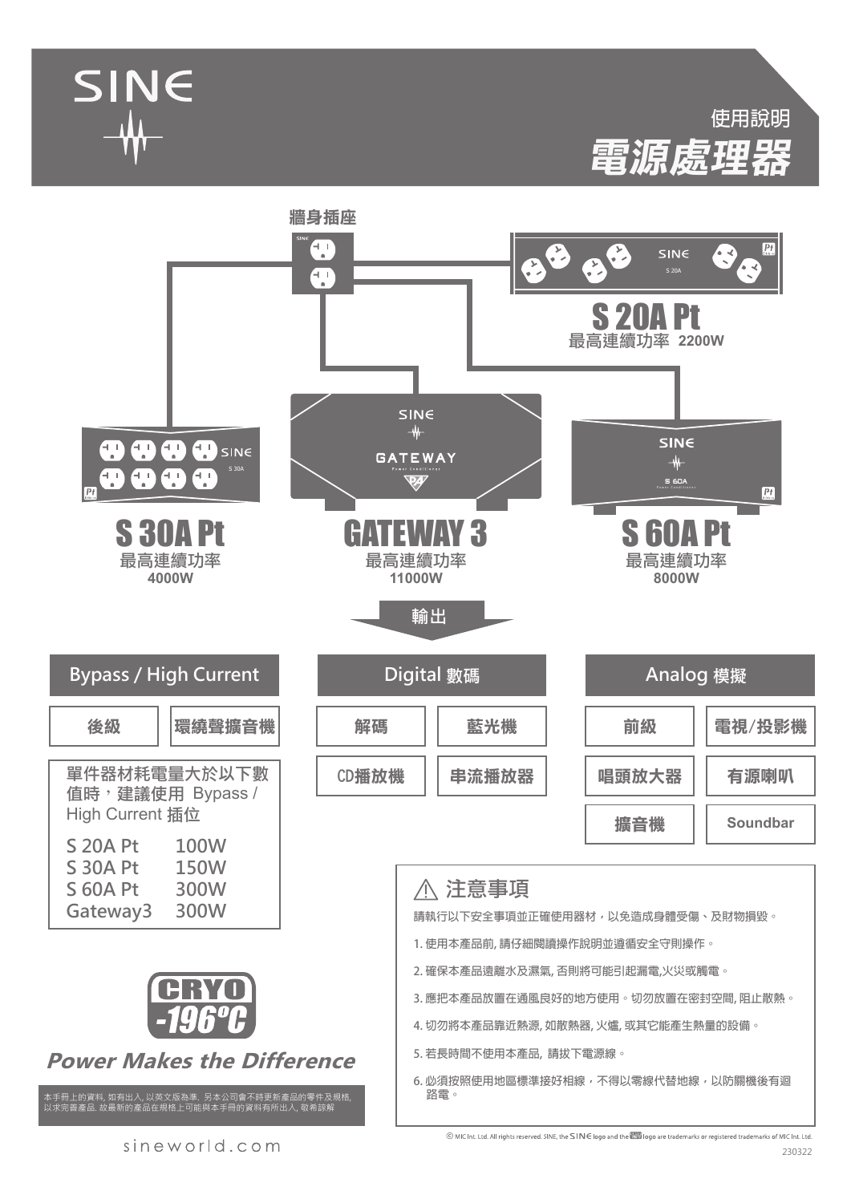SINE

使用說明

# 電源處理器

牆身插座

## S 20A Pt

最高連續功率 2200W

## S 30A Pt

最高連續功率
4000W

## GATEWAY 3

最高連續功率
11000W

## S 60A Pt

最高連續功率
8000W

輸出

### Bypass / High Current

| 後級 | 環繞聲擴音機 |
|---|---|

單件器材耗電量大於以下數值時，建議使用 Bypass / High Current 插位

| | |
|---|---|
| S 20A Pt | 100W |
| S 30A Pt | 150W |
| S 60A Pt | 300W |
| Gateway3 | 300W |

### Digital 數碼

| 解碼 | 藍光機 |
|---|---|
| CD播放機 | 串流播放器 |

### Analog 模擬

| 前級 | 電視/投影機 |
|---|---|
| 唱頭放大器 | 有源喇叭 |
| 擴音機 | Soundbar |

CRYO -196ºC

***Power Makes the Difference***

本手冊上的資料, 如有出入, 以英文版為準. 另本公司會不時更新產品的零件及規格, 以求完善產品. 故最新的產品在規格上可能與本手冊的資料有所出入, 敬希諒解

### ⚠ 注意事項

請執行以下安全事項並正確使用器材，以免造成身體受傷、及財物損毀。

1. 使用本產品前, 請仔細閱讀操作說明並遵循安全守則操作。
2. 確保本產品遠離水及濕氣, 否則將可能引起漏電,火災或觸電。
3. 應把本產品放置在通風良好的地方使用。切勿放置在密封空間, 阻止散熱。
4. 切勿將本產品靠近熱源, 如散熱器, 火爐, 或其它能產生熱量的設備。
5. 若長時間不使用本產品, 請拔下電源線。
6. 必須按照使用地區標準接好相線，不得以零線代替地線，以防關機後有迴路電。

sineworld.com

© MIC Int. Ltd. All rights reserved. SINE, the SINE logo and the logo are trademarks or registered trademarks of MIC Int. Ltd.

230322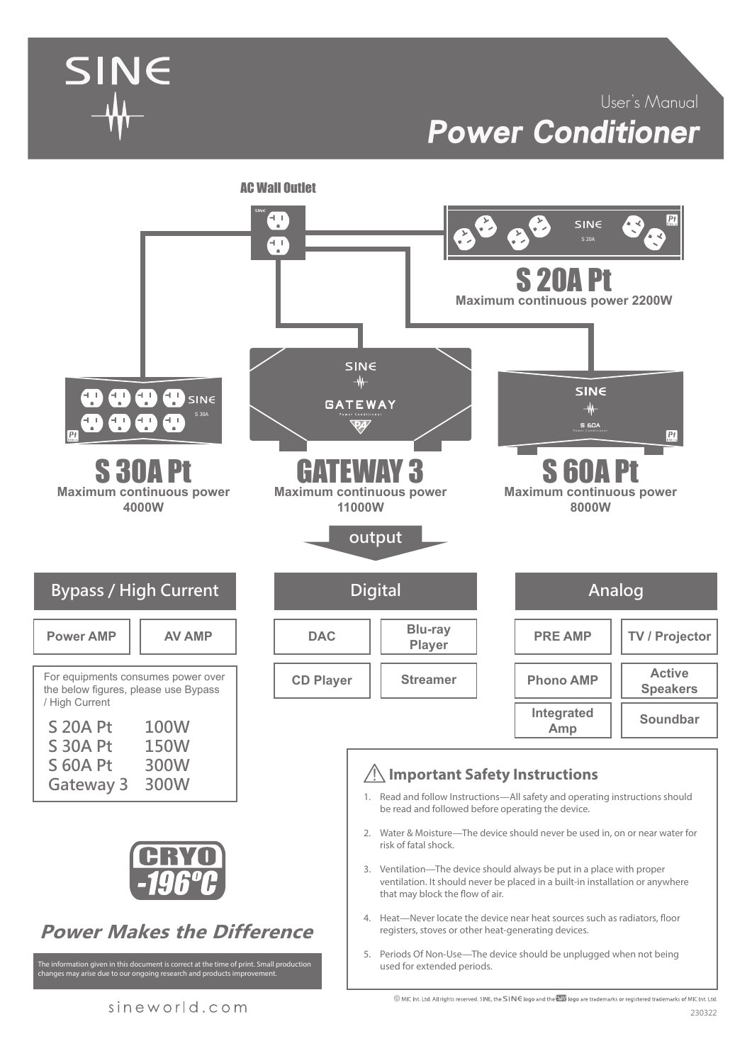SINE

User's Manual

# Power Conditioner

AC Wall Outlet

## S 20A Pt
**Maximum continuous power 2200W**

## S 30A Pt
**Maximum continuous power 4000W**

## GATEWAY 3
**Maximum continuous power 11000W**

## S 60A Pt
**Maximum continuous power 8000W**

output

### Bypass / High Current

| | |
|---|---|
| Power AMP | AV AMP |

For equipments consumes power over the below figures, please use Bypass / High Current

| | |
|---|---|
| S 20A Pt | 100W |
| S 30A Pt | 150W |
| S 60A Pt | 300W |
| Gateway 3 | 300W |

### Digital

| | |
|---|---|
| DAC | Blu-ray Player |
| CD Player | Streamer |

### Analog

| | |
|---|---|
| PRE AMP | TV / Projector |
| Phono AMP | Active Speakers |
| Integrated Amp | Soundbar |

CRYO -196°C

*Power Makes the Difference*

The information given in this document is correct at the time of print. Small production changes may arise due to our ongoing research and products improvement.

sineworld.com

### ⚠ Important Safety Instructions

1. Read and follow Instructions—All safety and operating instructions should be read and followed before operating the device.
2. Water & Moisture—The device should never be used in, on or near water for risk of fatal shock.
3. Ventilation—The device should always be put in a place with proper ventilation. It should never be placed in a built-in installation or anywhere that may block the flow of air.
4. Heat—Never locate the device near heat sources such as radiators, floor registers, stoves or other heat-generating devices.
5. Periods Of Non-Use—The device should be unplugged when not being used for extended periods.

© MIC Int. Ltd. All rights reserved. SINE, the SINE logo and the logo are trademarks or registered trademarks of MIC Int. Ltd.

230322